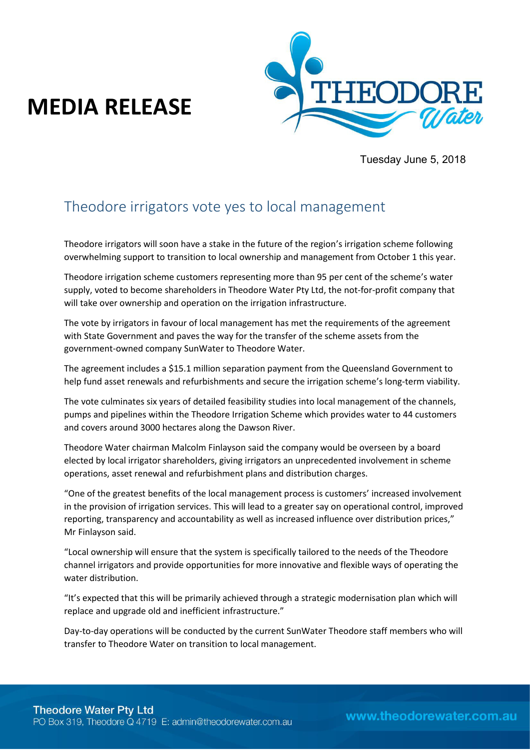# MEDIA RELEASE

Tuesday June 5, 2018

## Theodore irrigators vote yes to local management

Theodore irrigators will soon have a stake in the future of the region's irrigation scheme following overwhelming support to transition to local ownership and management from October 1 this year.

Theodore irrigation scheme customers representing more than 95 per cent of the scheme's water supply, voted to become shareholders in Theodore Water Pty Ltd, the not-for-profit company that will take over ownership and operation on the irrigation infrastructure.

The vote by irrigators in favour of local management has met the requirements of the agreement with State Government and paves the way for the transfer of the scheme assets from the government-owned company SunWater to Theodore Water.

The agreement includes a $15.1 million separation payment from the Queensland Government to help fund asset renewals and refurbishments and secure the irrigation scheme's long-term viability.

The vote culminates six years of detailed feasibility studies into local management of the channels, pumps and pipelines within the Theodore Irrigation Scheme which provides water to 44 customers and covers around 3000 hectares along the Dawson River.

Theodore Water chairman Malcolm Finlayson said the company would be overseen by a board elected by local irrigator shareholders, giving irrigators an unprecedented involvement in scheme operations, asset renewal and refurbishment plans and distribution charges.

"One of the greatest benefits of the local management process is customers' increased involvement in the provision of irrigation services. This will lead to a greater say on operational control, improved reporting, transparency and accountability as well as increased influence over distribution prices," Mr Finlayson said.

"Local ownership will ensure that the system is specifically tailored to the needs of the Theodore channel irrigators and provide opportunities for more innovative and flexible ways of operating the water distribution.

"It's expected that this will be primarily achieved through a strategic modernisation plan which will replace and upgrade old and inefficient infrastructure."

Day-to-day operations will be conducted by the current SunWater Theodore staff members who will transfer to Theodore Water on transition to local management.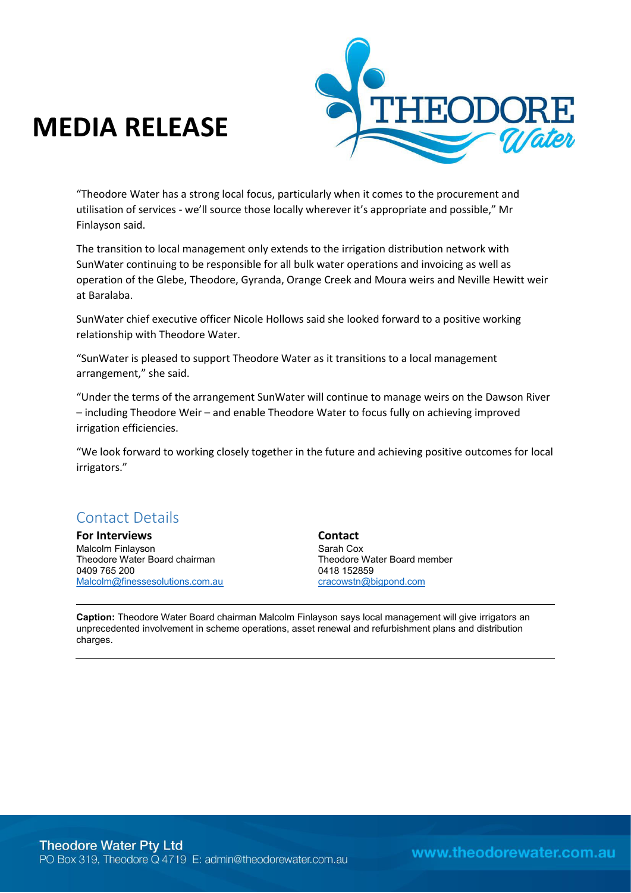# MEDIA RELEASE

"Theodore Water has a strong local focus, particularly when it comes to the procurement and utilisation of services - we'll source those locally wherever it's appropriate and possible," Mr Finlayson said.

The transition to local management only extends to the irrigation distribution network with SunWater continuing to be responsible for all bulk water operations and invoicing as well as operation of the Glebe, Theodore, Gyranda, Orange Creek and Moura weirs and Neville Hewitt weir at Baralaba.

SunWater chief executive officer Nicole Hollows said she looked forward to a positive working relationship with Theodore Water.

"SunWater is pleased to support Theodore Water as it transitions to a local management arrangement," she said.

"Under the terms of the arrangement SunWater will continue to manage weirs on the Dawson River – including Theodore Weir – and enable Theodore Water to focus fully on achieving improved irrigation efficiencies.

"We look forward to working closely together in the future and achieving positive outcomes for local irrigators."

## Contact Details

**For Interviews**
Malcolm Finlayson
Theodore Water Board chairman
0409 765 200
Malcolm@finessesolutions.com.au

**Contact**
Sarah Cox
Theodore Water Board member
0418 152859
cracowstn@bigpond.com

**Caption:** Theodore Water Board chairman Malcolm Finlayson says local management will give irrigators an unprecedented involvement in scheme operations, asset renewal and refurbishment plans and distribution charges.

**Theodore Water Pty Ltd**
PO Box 319, Theodore Q 4719 E: admin@theodorewater.com.au

www.theodorewater.com.au